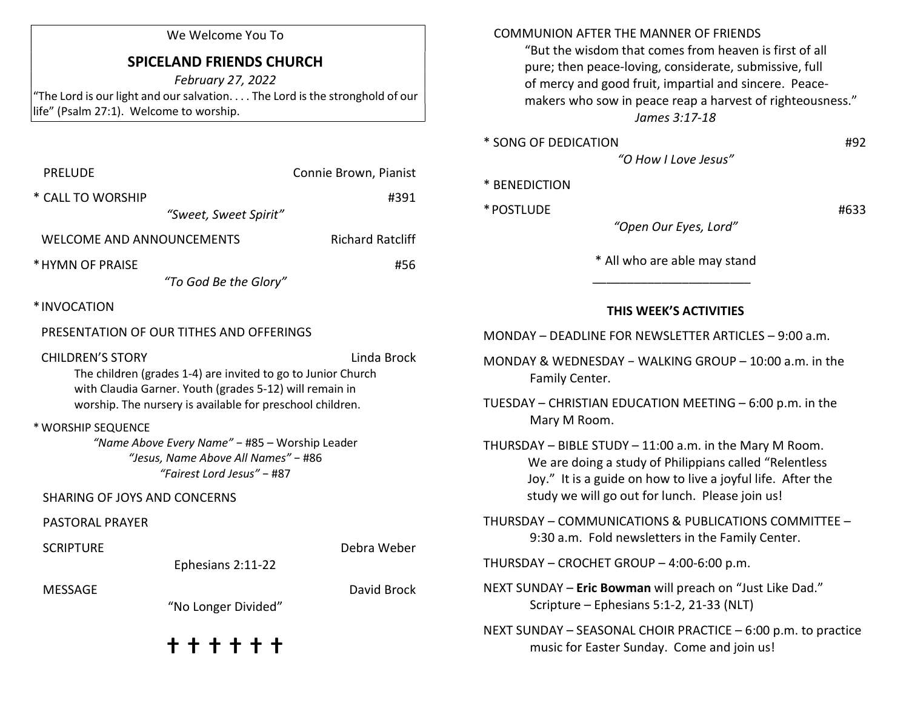We Welcome You To

## SPICELAND FRIENDS CHURCH

*February 27, 2022*

"The Lord is our light and our salvation. . . . The Lord is the stronghold of our life" (Psalm 27:1). Welcome to worship.

PRELUDE — Connie Brown, Pianist

\* CALL TO WORSHIP — #391
*"Sweet, Sweet Spirit"*

WELCOME AND ANNOUNCEMENTS — Richard Ratcliff

\* HYMN OF PRAISE — #56
*"To God Be the Glory"*

\* INVOCATION

PRESENTATION OF OUR TITHES AND OFFERINGS

CHILDREN'S STORY — Linda Brock
The children (grades 1-4) are invited to go to Junior Church with Claudia Garner. Youth (grades 5-12) will remain in worship. The nursery is available for preschool children.

\* WORSHIP SEQUENCE
*"Name Above Every Name"* − #85 – Worship Leader
*"Jesus, Name Above All Names"* − #86
*"Fairest Lord Jesus"* − #87

SHARING OF JOYS AND CONCERNS

PASTORAL PRAYER

SCRIPTURE — Debra Weber
Ephesians 2:11-22

MESSAGE — David Brock
"No Longer Divided"

✝ ✝ ✝ ✝ ✝ ✝

COMMUNION AFTER THE MANNER OF FRIENDS
"But the wisdom that comes from heaven is first of all pure; then peace-loving, considerate, submissive, full of mercy and good fruit, impartial and sincere. Peace-makers who sow in peace reap a harvest of righteousness."
*James 3:17-18*

\* SONG OF DEDICATION — #92
*"O How I Love Jesus"*

\* BENEDICTION

\* POSTLUDE — #633
*"Open Our Eyes, Lord"*

\* All who are able may stand

---

### THIS WEEK'S ACTIVITIES

MONDAY – DEADLINE FOR NEWSLETTER ARTICLES – 9:00 a.m.

MONDAY & WEDNESDAY − WALKING GROUP – 10:00 a.m. in the Family Center.

TUESDAY – CHRISTIAN EDUCATION MEETING – 6:00 p.m. in the Mary M Room.

THURSDAY – BIBLE STUDY – 11:00 a.m. in the Mary M Room. We are doing a study of Philippians called "Relentless Joy." It is a guide on how to live a joyful life. After the study we will go out for lunch. Please join us!

THURSDAY – COMMUNICATIONS & PUBLICATIONS COMMITTEE – 9:30 a.m. Fold newsletters in the Family Center.

THURSDAY – CROCHET GROUP – 4:00-6:00 p.m.

NEXT SUNDAY – **Eric Bowman** will preach on "Just Like Dad." Scripture – Ephesians 5:1-2, 21-33 (NLT)

NEXT SUNDAY – SEASONAL CHOIR PRACTICE – 6:00 p.m. to practice music for Easter Sunday. Come and join us!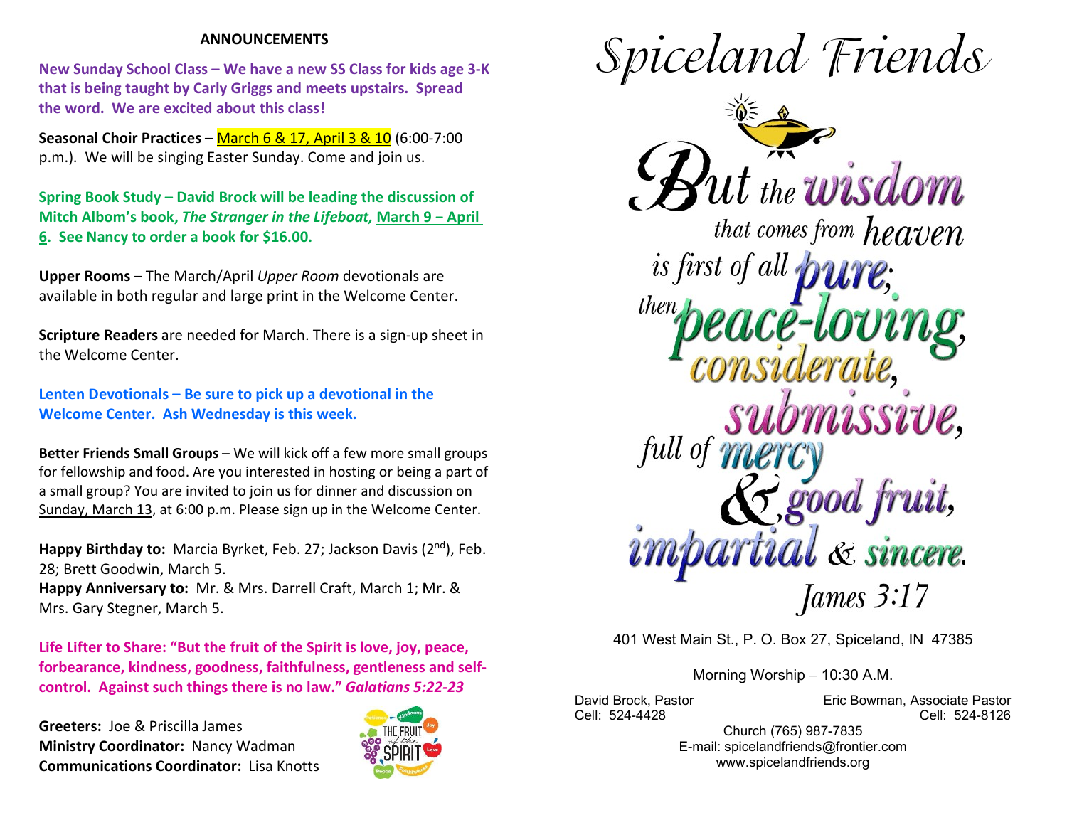## ANNOUNCEMENTS

**New Sunday School Class – We have a new SS Class for kids age 3-K that is being taught by Carly Griggs and meets upstairs. Spread the word. We are excited about this class!**

**Seasonal Choir Practices** – March 6 & 17, April 3 & 10 (6:00-7:00 p.m.). We will be singing Easter Sunday. Come and join us.

**Spring Book Study – David Brock will be leading the discussion of Mitch Albom's book, *The Stranger in the Lifeboat,* March 9 – April 6. See Nancy to order a book for $16.00.**

**Upper Rooms** – The March/April *Upper Room* devotionals are available in both regular and large print in the Welcome Center.

**Scripture Readers** are needed for March. There is a sign-up sheet in the Welcome Center.

**Lenten Devotionals – Be sure to pick up a devotional in the Welcome Center. Ash Wednesday is this week.**

**Better Friends Small Groups** – We will kick off a few more small groups for fellowship and food. Are you interested in hosting or being a part of a small group? You are invited to join us for dinner and discussion on Sunday, March 13, at 6:00 p.m. Please sign up in the Welcome Center.

**Happy Birthday to:** Marcia Byrket, Feb. 27; Jackson Davis (2nd), Feb. 28; Brett Goodwin, March 5.
**Happy Anniversary to:** Mr. & Mrs. Darrell Craft, March 1; Mr. & Mrs. Gary Stegner, March 5.

**Life Lifter to Share: "But the fruit of the Spirit is love, joy, peace, forbearance, kindness, goodness, faithfulness, gentleness and self-control. Against such things there is no law." *Galatians 5:22-23***

**Greeters:** Joe & Priscilla James
**Ministry Coordinator:** Nancy Wadman
**Communications Coordinator:** Lisa Knotts

# Spiceland Friends

But the wisdom that comes from heaven is first of all pure; then peace-loving, considerate, submissive, full of mercy & good fruit, impartial & sincere.
James 3:17

401 West Main St., P. O. Box 27, Spiceland, IN 47385

Morning Worship – 10:30 A.M.

David Brock, Pastor
Cell: 524-4428

Eric Bowman, Associate Pastor
Cell: 524-8126

Church (765) 987-7835
E-mail: spicelandfriends@frontier.com
www.spicelandfriends.org